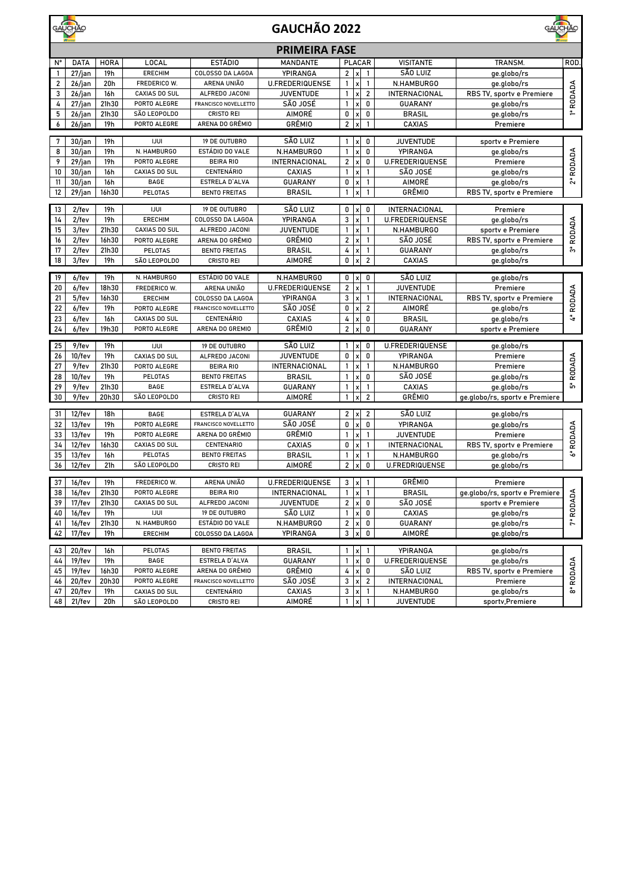# GAUCHÃO 2022

## PRIMEIRA FASE

| Nº | DATA | HORA | LOCAL | ESTÁDIO | MANDANTE | PLACAR | | | VISITANTE | TRANSM. | ROD. |
|---|---|---|---|---|---|---|---|---|---|---|---|
| 1 | 27/jan | 19h | ERECHIM | COLOSSO DA LAGOA | YPIRANGA | 2 | x | 1 | SÃO LUIZ | ge.globo/rs | 1ª RODADA |
| 2 | 26/jan | 20h | FREDERICO W. | ARENA UNIÃO | U.FREDERIQUENSE | 1 | x | 1 | N.HAMBURGO | ge.globo/rs | |
| 3 | 26/jan | 16h | CAXIAS DO SUL | ALFREDO JACONI | JUVENTUDE | 1 | x | 2 | INTERNACIONAL | RBS TV, sportv e Premiere | |
| 4 | 27/jan | 21h30 | PORTO ALEGRE | FRANCISCO NOVELLETTO | SÃO JOSÉ | 1 | x | 0 | GUARANY | ge.globo/rs | |
| 5 | 26/jan | 21h30 | SÃO LEOPOLDO | CRISTO REI | AIMORÉ | 0 | x | 0 | BRASIL | ge.globo/rs | |
| 6 | 26/jan | 19h | PORTO ALEGRE | ARENA DO GRÊMIO | GRÊMIO | 2 | x | 1 | CAXIAS | Premiere | |
| 7 | 30/jan | 19h | IJUI | 19 DE OUTUBRO | SÃO LUIZ | 1 | x | 0 | JUVENTUDE | sportv e Premiere | 2ª RODADA |
| 8 | 30/jan | 19h | N. HAMBURGO | ESTÁDIO DO VALE | N.HAMBURGO | 1 | x | 0 | YPIRANGA | ge.globo/rs | |
| 9 | 29/jan | 19h | PORTO ALEGRE | BEIRA RIO | INTERNACIONAL | 2 | x | 0 | U.FREDERIQUENSE | Premiere | |
| 10 | 30/jan | 16h | CAXIAS DO SUL | CENTENÁRIO | CAXIAS | 1 | x | 1 | SÃO JOSÉ | ge.globo/rs | |
| 11 | 30/jan | 16h | BAGE | ESTRELA D`ALVA | GUARANY | 0 | x | 1 | AIMORÉ | ge.globo/rs | |
| 12 | 29/jan | 16h30 | PELOTAS | BENTO FREITAS | BRASIL | 1 | x | 1 | GRÊMIO | RBS TV, sportv e Premiere | |
| 13 | 2/fev | 19h | IJUI | 19 DE OUTUBRO | SÃO LUIZ | 0 | x | 0 | INTERNACIONAL | Premiere | 3ª RODADA |
| 14 | 2/fev | 19h | ERECHIM | COLOSSO DA LAGOA | YPIRANGA | 3 | x | 1 | U.FREDERIQUENSE | ge.globo/rs | |
| 15 | 3/fev | 21h30 | CAXIAS DO SUL | ALFREDO JACONI | JUVENTUDE | 1 | x | 1 | N.HAMBURGO | sportv e Premiere | |
| 16 | 2/fev | 16h30 | PORTO ALEGRE | ARENA DO GRÊMIO | GRÊMIO | 2 | x | 1 | SÃO JOSÉ | RBS TV, sportv e Premiere | |
| 17 | 2/fev | 21h30 | PELOTAS | BENTO FREITAS | BRASIL | 4 | x | 1 | GUARANY | ge.globo/rs | |
| 18 | 3/fev | 19h | SÃO LEOPOLDO | CRISTO REI | AIMORÉ | 0 | x | 2 | CAXIAS | ge.globo/rs | |
| 19 | 6/fev | 19h | N. HAMBURGO | ESTÁDIO DO VALE | N.HAMBURGO | 0 | x | 0 | SÃO LUIZ | ge.globo/rs | 4ª RODADA |
| 20 | 6/fev | 18h30 | FREDERICO W. | ARENA UNIÃO | U.FREDERIQUENSE | 2 | x | 1 | JUVENTUDE | Premiere | |
| 21 | 5/fev | 16h30 | ERECHIM | COLOSSO DA LAGOA | YPIRANGA | 3 | x | 1 | INTERNACIONAL | RBS TV, sportv e Premiere | |
| 22 | 6/fev | 19h | PORTO ALEGRE | FRANCISCO NOVELLETTO | SÃO JOSÉ | 0 | x | 2 | AIMORÉ | ge.globo/rs | |
| 23 | 6/fev | 16h | CAXIAS DO SUL | CENTENÁRIO | CAXIAS | 4 | x | 0 | BRASIL | ge.globo/rs | |
| 24 | 6/fev | 19h30 | PORTO ALEGRE | ARENA DO GREMIO | GRÊMIO | 2 | x | 0 | GUARANY | sportv e Premiere | |
| 25 | 9/fev | 19h | IJUI | 19 DE OUTUBRO | SÃO LUIZ | 1 | x | 0 | U.FREDERIQUENSE | ge.globo/rs | 5ª RODADA |
| 26 | 10/fev | 19h | CAXIAS DO SUL | ALFREDO JACONI | JUVENTUDE | 0 | x | 0 | YPIRANGA | Premiere | |
| 27 | 9/fev | 21h30 | PORTO ALEGRE | BEIRA RIO | INTERNACIONAL | 1 | x | 1 | N.HAMBURGO | Premiere | |
| 28 | 10/fev | 19h | PELOTAS | BENTO FREITAS | BRASIL | 1 | x | 0 | SÃO JOSÉ | ge.globo/rs | |
| 29 | 9/fev | 21h30 | BAGE | ESTRELA D´ALVA | GUARANY | 1 | x | 1 | CAXIAS | ge.globo/rs | |
| 30 | 9/fev | 20h30 | SÃO LEOPOLDO | CRISTO REI | AIMORÉ | 1 | x | 2 | GRÊMIO | ge.globo/rs, sportv e Premiere | |
| 31 | 12/fev | 18h | BAGE | ESTRELA D´ALVA | GUARANY | 2 | x | 2 | SÃO LUIZ | ge.globo/rs | 6ª RODADA |
| 32 | 13/fev | 19h | PORTO ALEGRE | FRANCISCO NOVELLETTO | SÃO JOSÉ | 0 | x | 1 | YPIRANGA | ge.globo/rs | |
| 33 | 13/fev | 19h | PORTO ALEGRE | ARENA DO GRÊMIO | GRÊMIO | 1 | x | 1 | JUVENTUDE | Premiere | |
| 34 | 12/fev | 16h30 | CAXIAS DO SUL | CENTENARIO | CAXIAS | 0 | x | 1 | INTERNACIONAL | RBS TV, sportv e Premiere | |
| 35 | 13/fev | 16h | PELOTAS | BENTO FREITAS | BRASIL | 1 | x | 1 | N.HAMBURGO | ge.globo/rs | |
| 36 | 12/fev | 21h | SÃO LEOPOLDO | CRISTO REI | AIMORÉ | 2 | x | 0 | U.FREDRIQUENSE | ge.globo/rs | |
| 37 | 16/fev | 19h | FREDERICO W. | ARENA UNIÃO | U.FREDERIQUENSE | 3 | x | 1 | GRÊMIO | Premiere | 7ª RODADA |
| 38 | 16/fev | 21h30 | PORTO ALEGRE | BEIRA RIO | INTERNACIONAL | 1 | x | 1 | BRASIL | ge.globo/rs, sportv e Premiere | |
| 39 | 17/fev | 21h30 | CAXIAS DO SUL | ALFREDO JACONI | JUVENTUDE | 2 | x | 0 | SÃO JOSÉ | sportv e Premiere | |
| 40 | 16/fev | 19h | IJUI | 19 DE OUTUBRO | SÃO LUIZ | 1 | x | 0 | CAXIAS | ge.globo/rs | |
| 41 | 16/fev | 21h30 | N. HAMBURGO | ESTÁDIO DO VALE | N.HAMBURGO | 2 | x | 0 | GUARANY | ge.globo/rs | |
| 42 | 17/fev | 19h | ERECHIM | COLOSSO DA LAGOA | YPIRANGA | 3 | x | 0 | AIMORÉ | ge.globo/rs | |
| 43 | 20/fev | 16h | PELOTAS | BENTO FREITAS | BRASIL | 1 | x | 1 | YPIRANGA | ge.globo/rs | 8ª RODADA |
| 44 | 19/fev | 19h | BAGE | ESTRELA D´ALVA | GUARANY | 1 | x | 0 | U.FREDERIQUENSE | ge.globo/rs | |
| 45 | 19/fev | 16h30 | PORTO ALEGRE | ARENA DO GRÊMIO | GRÊMIO | 4 | x | 0 | SÃO LUIZ | RBS TV, sportv e Premiere | |
| 46 | 20/fev | 20h30 | PORTO ALEGRE | FRANCISCO NOVELLETTO | SÃO JOSÉ | 3 | x | 2 | INTERNACIONAL | Premiere | |
| 47 | 20/fev | 19h | CAXIAS DO SUL | CENTENÁRIO | CAXIAS | 3 | x | 1 | N.HAMBURGO | ge.globo/rs | |
| 48 | 21/fev | 20h | SÃO LEOPOLDO | CRISTO REI | AIMORÉ | 1 | x | 1 | JUVENTUDE | sportv,Premiere | |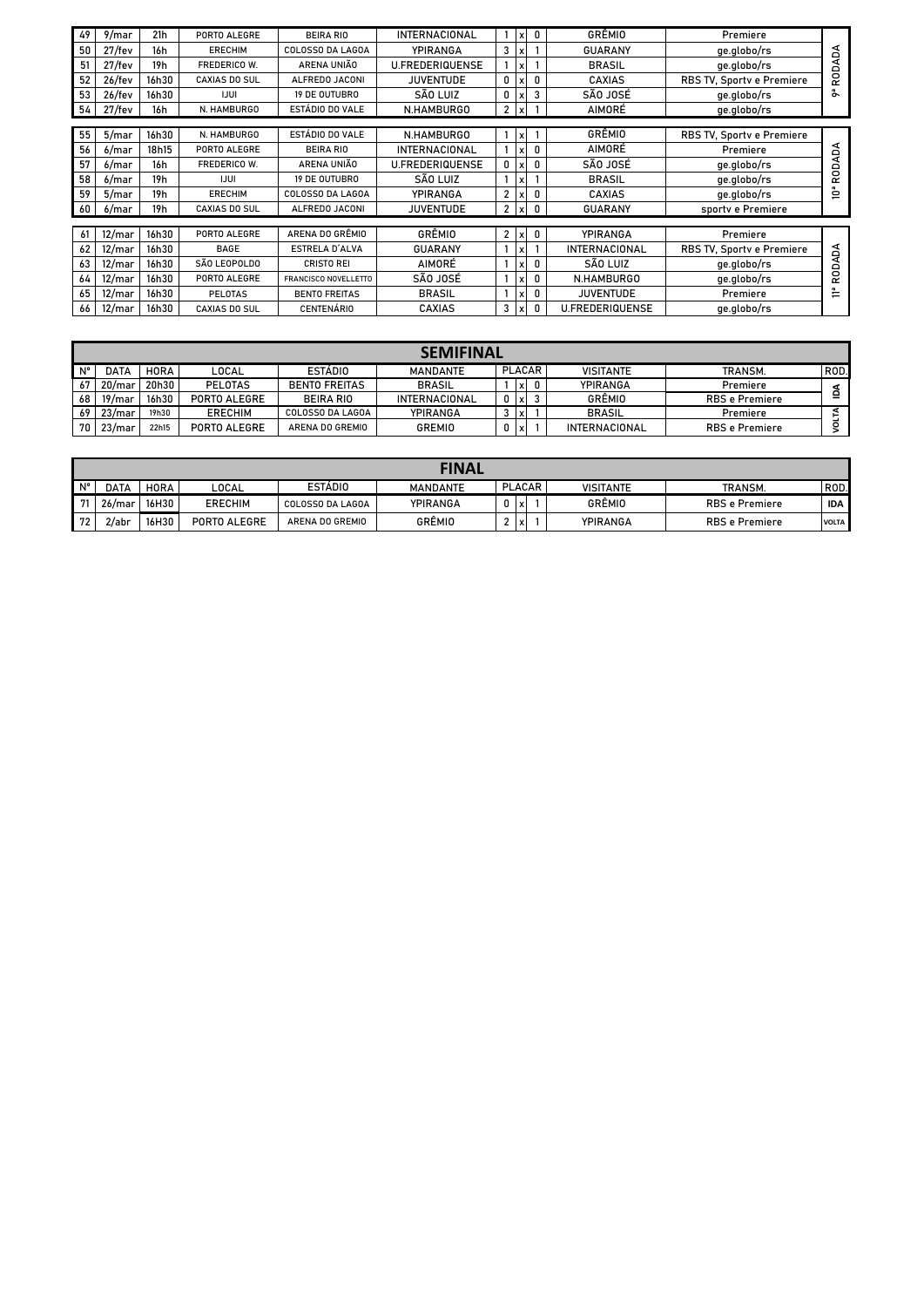| | | | | | | | | | | | |
|---|---|---|---|---|---|---|---|---|---|---|---|
| 49 | 9/mar | 21h | PORTO ALEGRE | BEIRA RIO | INTERNACIONAL | 1 | x | 0 | GRÊMIO | Premiere | 9ª RODADA |
| 50 | 27/fev | 16h | ERECHIM | COLOSSO DA LAGOA | YPIRANGA | 3 | x | 1 | GUARANY | ge.globo/rs | |
| 51 | 27/fev | 19h | FREDERICO W. | ARENA UNIÃO | U.FREDERIQUENSE | 1 | x | 1 | BRASIL | ge.globo/rs | |
| 52 | 26/fev | 16h30 | CAXIAS DO SUL | ALFREDO JACONI | JUVENTUDE | 0 | x | 0 | CAXIAS | RBS TV, Sportv e Premiere | |
| 53 | 26/fev | 16h30 | IJUI | 19 DE OUTUBRO | SÃO LUIZ | 0 | x | 3 | SÃO JOSÉ | ge.globo/rs | |
| 54 | 27/fev | 16h | N. HAMBURGO | ESTÁDIO DO VALE | N.HAMBURGO | 2 | x | 1 | AIMORÉ | ge.globo/rs | |
| 55 | 5/mar | 16h30 | N. HAMBURGO | ESTÁDIO DO VALE | N.HAMBURGO | 1 | x | 1 | GRÊMIO | RBS TV, Sportv e Premiere | 10ª RODADA |
| 56 | 6/mar | 18h15 | PORTO ALEGRE | BEIRA RIO | INTERNACIONAL | 1 | x | 0 | AIMORÉ | Premiere | |
| 57 | 6/mar | 16h | FREDERICO W. | ARENA UNIÃO | U.FREDERIQUENSE | 0 | x | 0 | SÃO JOSÉ | ge.globo/rs | |
| 58 | 6/mar | 19h | IJUI | 19 DE OUTUBRO | SÃO LUIZ | 1 | x | 1 | BRASIL | ge.globo/rs | |
| 59 | 5/mar | 19h | ERECHIM | COLOSSO DA LAGOA | YPIRANGA | 2 | x | 0 | CAXIAS | ge.globo/rs | |
| 60 | 6/mar | 19h | CAXIAS DO SUL | ALFREDO JACONI | JUVENTUDE | 2 | x | 0 | GUARANY | sportv e Premiere | |
| 61 | 12/mar | 16h30 | PORTO ALEGRE | ARENA DO GRÊMIO | GRÊMIO | 2 | x | 0 | YPIRANGA | Premiere | 11ª RODADA |
| 62 | 12/mar | 16h30 | BAGE | ESTRELA D´ALVA | GUARANY | 1 | x | 1 | INTERNACIONAL | RBS TV, Sportv e Premiere | |
| 63 | 12/mar | 16h30 | SÃO LEOPOLDO | CRISTO REI | AIMORÉ | 1 | x | 0 | SÃO LUIZ | ge.globo/rs | |
| 64 | 12/mar | 16h30 | PORTO ALEGRE | FRANCISCO NOVELLETTO | SÃO JOSÉ | 1 | x | 0 | N.HAMBURGO | ge.globo/rs | |
| 65 | 12/mar | 16h30 | PELOTAS | BENTO FREITAS | BRASIL | 1 | x | 0 | JUVENTUDE | Premiere | |
| 66 | 12/mar | 16h30 | CAXIAS DO SUL | CENTENÁRIO | CAXIAS | 3 | x | 0 | U.FREDERIQUENSE | ge.globo/rs | |

## SEMIFINAL

| Nº | DATA | HORA | LOCAL | ESTÁDIO | MANDANTE | PLACAR | | | VISITANTE | TRANSM. | ROD. |
|---|---|---|---|---|---|---|---|---|---|---|---|
| 67 | 20/mar | 20h30 | PELOTAS | BENTO FREITAS | BRASIL | 1 | x | 0 | YPIRANGA | Premiere | IDA |
| 68 | 19/mar | 16h30 | PORTO ALEGRE | BEIRA RIO | INTERNACIONAL | 0 | x | 3 | GRÊMIO | RBS e Premiere | |
| 69 | 23/mar | 19h30 | ERECHIM | COLOSSO DA LAGOA | YPIRANGA | 3 | x | 1 | BRASIL | Premiere | VOLTA |
| 70 | 23/mar | 22h15 | PORTO ALEGRE | ARENA DO GREMIO | GREMIO | 0 | x | 1 | INTERNACIONAL | RBS e Premiere | |

## FINAL

| Nº | DATA | HORA | LOCAL | ESTÁDIO | MANDANTE | PLACAR | | | VISITANTE | TRANSM. | ROD. |
|---|---|---|---|---|---|---|---|---|---|---|---|
| 71 | 26/mar | 16H30 | ERECHIM | COLOSSO DA LAGOA | YPIRANGA | 0 | x | 1 | GRÊMIO | RBS e Premiere | IDA |
| 72 | 2/abr | 16H30 | PORTO ALEGRE | ARENA DO GREMIO | GRÊMIO | 2 | x | 1 | YPIRANGA | RBS e Premiere | VOLTA |